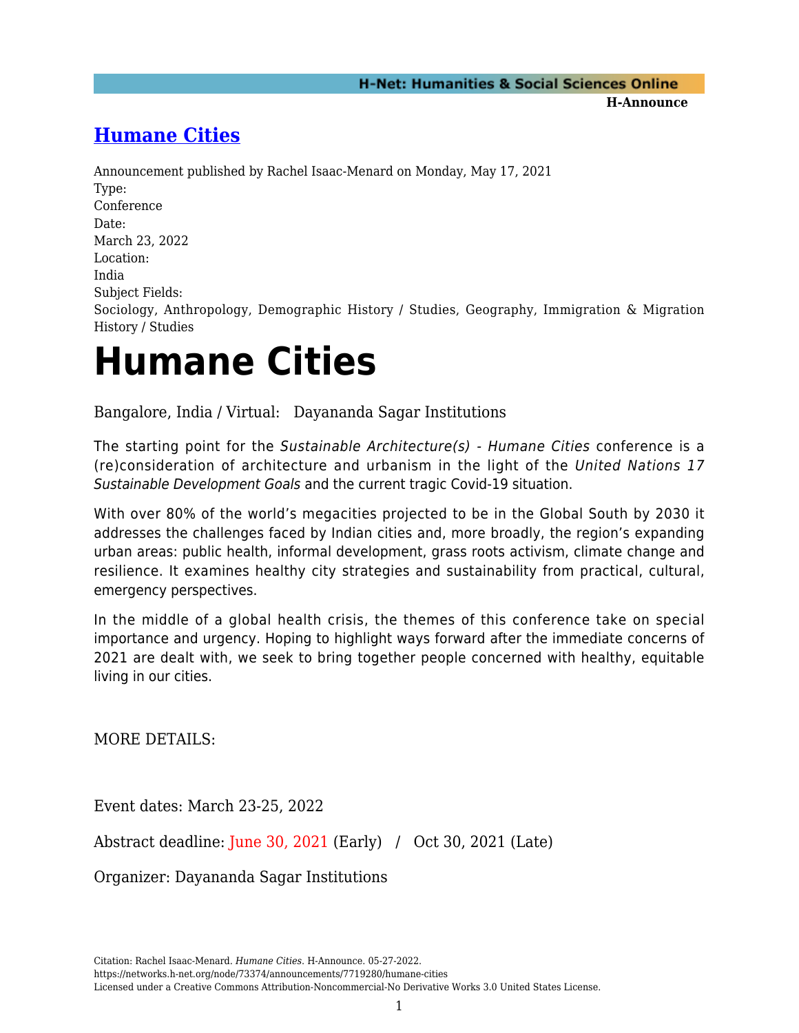## [Humane Cities]

Announcement published by Rachel Isaac-Menard on Monday, May 17, 2021

Type:
Conference

Date:
March 23, 2022

Location:
India

Subject Fields:
Sociology, Anthropology, Demographic History / Studies, Geography, Immigration & Migration History / Studies

# Humane Cities

Bangalore, India / Virtual:   Dayananda Sagar Institutions

The starting point for the *Sustainable Architecture(s) - Humane Cities* conference is a (re)consideration of architecture and urbanism in the light of the *United Nations 17 Sustainable Development Goals* and the current tragic Covid-19 situation.

With over 80% of the world's megacities projected to be in the Global South by 2030 it addresses the challenges faced by Indian cities and, more broadly, the region's expanding urban areas: public health, informal development, grass roots activism, climate change and resilience. It examines healthy city strategies and sustainability from practical, cultural, emergency perspectives.

In the middle of a global health crisis, the themes of this conference take on special importance and urgency. Hoping to highlight ways forward after the immediate concerns of 2021 are dealt with, we seek to bring together people concerned with healthy, equitable living in our cities.

MORE DETAILS:

Event dates: March 23-25, 2022

Abstract deadline: June 30, 2021 (Early)   /   Oct 30, 2021 (Late)

Organizer: Dayananda Sagar Institutions

Citation: Rachel Isaac-Menard. *Humane Cities*. H-Announce. 05-27-2022.
https://networks.h-net.org/node/73374/announcements/7719280/humane-cities
Licensed under a Creative Commons Attribution-Noncommercial-No Derivative Works 3.0 United States License.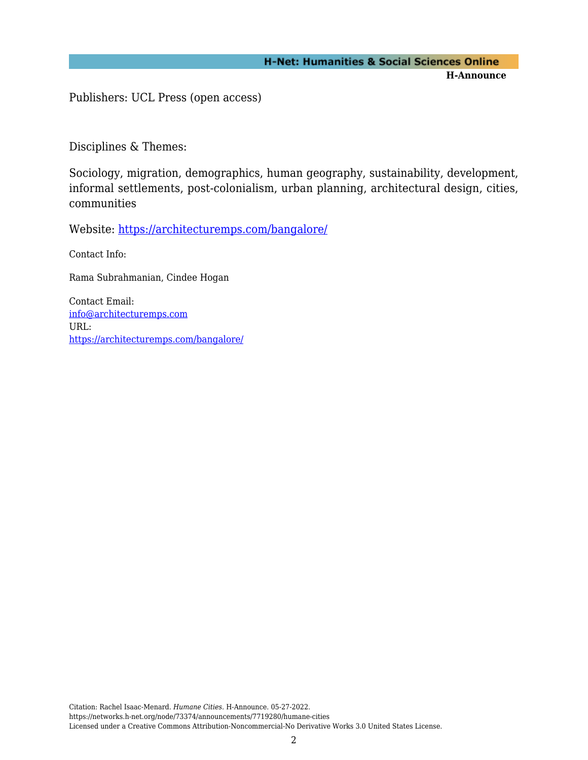Publishers: UCL Press (open access)

Disciplines & Themes:

Sociology, migration, demographics, human geography, sustainability, development, informal settlements, post-colonialism, urban planning, architectural design, cities, communities

Website: https://architecturemps.com/bangalore/

Contact Info:

Rama Subrahmanian, Cindee Hogan

Contact Email:
info@architecturemps.com
URL:
https://architecturemps.com/bangalore/